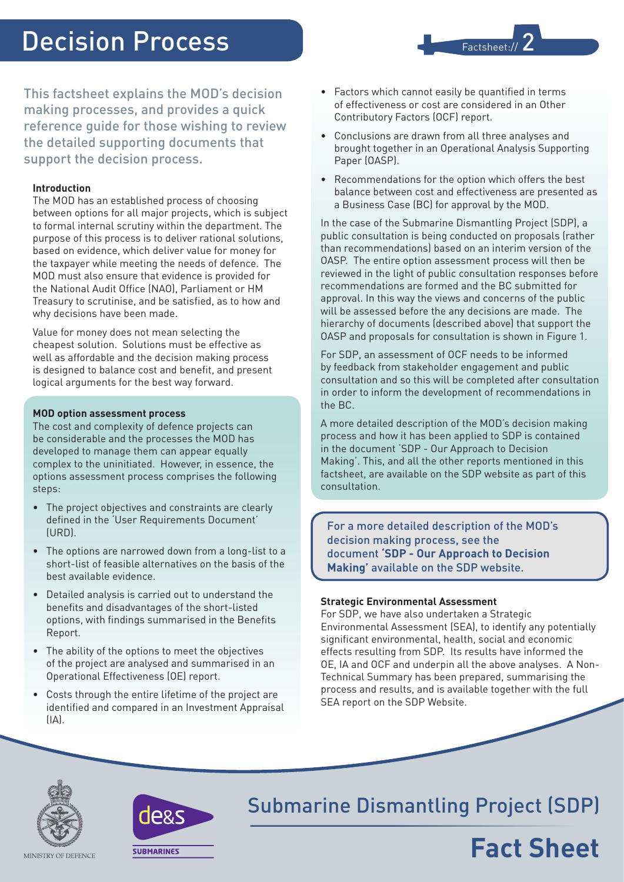# Decision Process

Factsheet:// 2

This factsheet explains the MOD's decision making processes, and provides a quick reference guide for those wishing to review the detailed supporting documents that support the decision process.

**Introduction**

The MOD has an established process of choosing between options for all major projects, which is subject to formal internal scrutiny within the department. The purpose of this process is to deliver rational solutions, based on evidence, which deliver value for money for the taxpayer while meeting the needs of defence. The MOD must also ensure that evidence is provided for the National Audit Office (NAO), Parliament or HM Treasury to scrutinise, and be satisfied, as to how and why decisions have been made.

Value for money does not mean selecting the cheapest solution. Solutions must be effective as well as affordable and the decision making process is designed to balance cost and benefit, and present logical arguments for the best way forward.

**MOD option assessment process**

The cost and complexity of defence projects can be considerable and the processes the MOD has developed to manage them can appear equally complex to the uninitiated. However, in essence, the options assessment process comprises the following steps:

- The project objectives and constraints are clearly defined in the 'User Requirements Document' (URD).
- The options are narrowed down from a long-list to a short-list of feasible alternatives on the basis of the best available evidence.
- Detailed analysis is carried out to understand the benefits and disadvantages of the short-listed options, with findings summarised in the Benefits Report.
- The ability of the options to meet the objectives of the project are analysed and summarised in an Operational Effectiveness (OE) report.
- Costs through the entire lifetime of the project are identified and compared in an Investment Appraisal (IA).
- Factors which cannot easily be quantified in terms of effectiveness or cost are considered in an Other Contributory Factors (OCF) report.
- Conclusions are drawn from all three analyses and brought together in an Operational Analysis Supporting Paper (OASP).
- Recommendations for the option which offers the best balance between cost and effectiveness are presented as a Business Case (BC) for approval by the MOD.

In the case of the Submarine Dismantling Project (SDP), a public consultation is being conducted on proposals (rather than recommendations) based on an interim version of the OASP. The entire option assessment process will then be reviewed in the light of public consultation responses before recommendations are formed and the BC submitted for approval. In this way the views and concerns of the public will be assessed before the any decisions are made. The hierarchy of documents (described above) that support the OASP and proposals for consultation is shown in Figure 1.

For SDP, an assessment of OCF needs to be informed by feedback from stakeholder engagement and public consultation and so this will be completed after consultation in order to inform the development of recommendations in the BC.

A more detailed description of the MOD's decision making process and how it has been applied to SDP is contained in the document 'SDP - Our Approach to Decision Making'. This, and all the other reports mentioned in this factsheet, are available on the SDP website as part of this consultation.

For a more detailed description of the MOD's decision making process, see the document **'SDP - Our Approach to Decision Making'** available on the SDP website.

**Strategic Environmental Assessment**

For SDP, we have also undertaken a Strategic Environmental Assessment (SEA), to identify any potentially significant environmental, health, social and economic effects resulting from SDP. Its results have informed the OE, IA and OCF and underpin all the above analyses. A Non-Technical Summary has been prepared, summarising the process and results, and is available together with the full SEA report on the SDP Website.

MINISTRY OF DEFENCE

de&s SUBMARINES

Submarine Dismantling Project (SDP)

**Fact Sheet**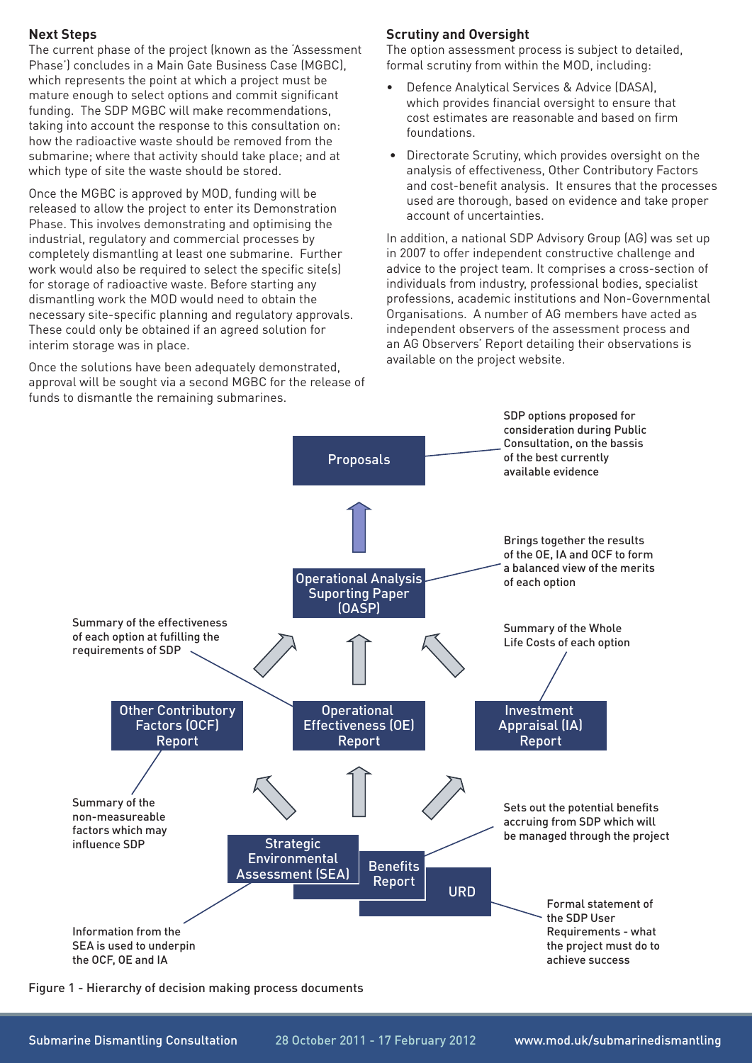## Next Steps

The current phase of the project (known as the 'Assessment Phase') concludes in a Main Gate Business Case (MGBC), which represents the point at which a project must be mature enough to select options and commit significant funding. The SDP MGBC will make recommendations, taking into account the response to this consultation on: how the radioactive waste should be removed from the submarine; where that activity should take place; and at which type of site the waste should be stored.

Once the MGBC is approved by MOD, funding will be released to allow the project to enter its Demonstration Phase. This involves demonstrating and optimising the industrial, regulatory and commercial processes by completely dismantling at least one submarine. Further work would also be required to select the specific site(s) for storage of radioactive waste. Before starting any dismantling work the MOD would need to obtain the necessary site-specific planning and regulatory approvals. These could only be obtained if an agreed solution for interim storage was in place.

Once the solutions have been adequately demonstrated, approval will be sought via a second MGBC for the release of funds to dismantle the remaining submarines.

## Scrutiny and Oversight

The option assessment process is subject to detailed, formal scrutiny from within the MOD, including:

- Defence Analytical Services & Advice (DASA), which provides financial oversight to ensure that cost estimates are reasonable and based on firm foundations.
- Directorate Scrutiny, which provides oversight on the analysis of effectiveness, Other Contributory Factors and cost-benefit analysis. It ensures that the processes used are thorough, based on evidence and take proper account of uncertainties.

In addition, a national SDP Advisory Group (AG) was set up in 2007 to offer independent constructive challenge and advice to the project team. It comprises a cross-section of individuals from industry, professional bodies, specialist professions, academic institutions and Non-Governmental Organisations. A number of AG members have acted as independent observers of the assessment process and an AG Observers' Report detailing their observations is available on the project website.

Proposals

SDP options proposed for consideration during Public Consultation, on the bassis of the best currently available evidence

Operational Analysis Suporting Paper (OASP)

Brings together the results of the OE, IA and OCF to form a balanced view of the merits of each option

Other Contributory Factors (OCF) Report

Operational Effectiveness (OE) Report

Investment Appraisal (IA) Report

Summary of the effectiveness of each option at fulfilling the requirements of SDP

Summary of the Whole Life Costs of each option

Summary of the non-measureable factors which may influence SDP

Strategic Environmental Assessment (SEA)

Benefits Report

URD

Sets out the potential benefits accruing from SDP which will be managed through the project

Information from the SEA is used to underpin the OCF, OE and IA

Formal statement of the SDP User Requirements - what the project must do to achieve success

Figure 1 - Hierarchy of decision making process documents